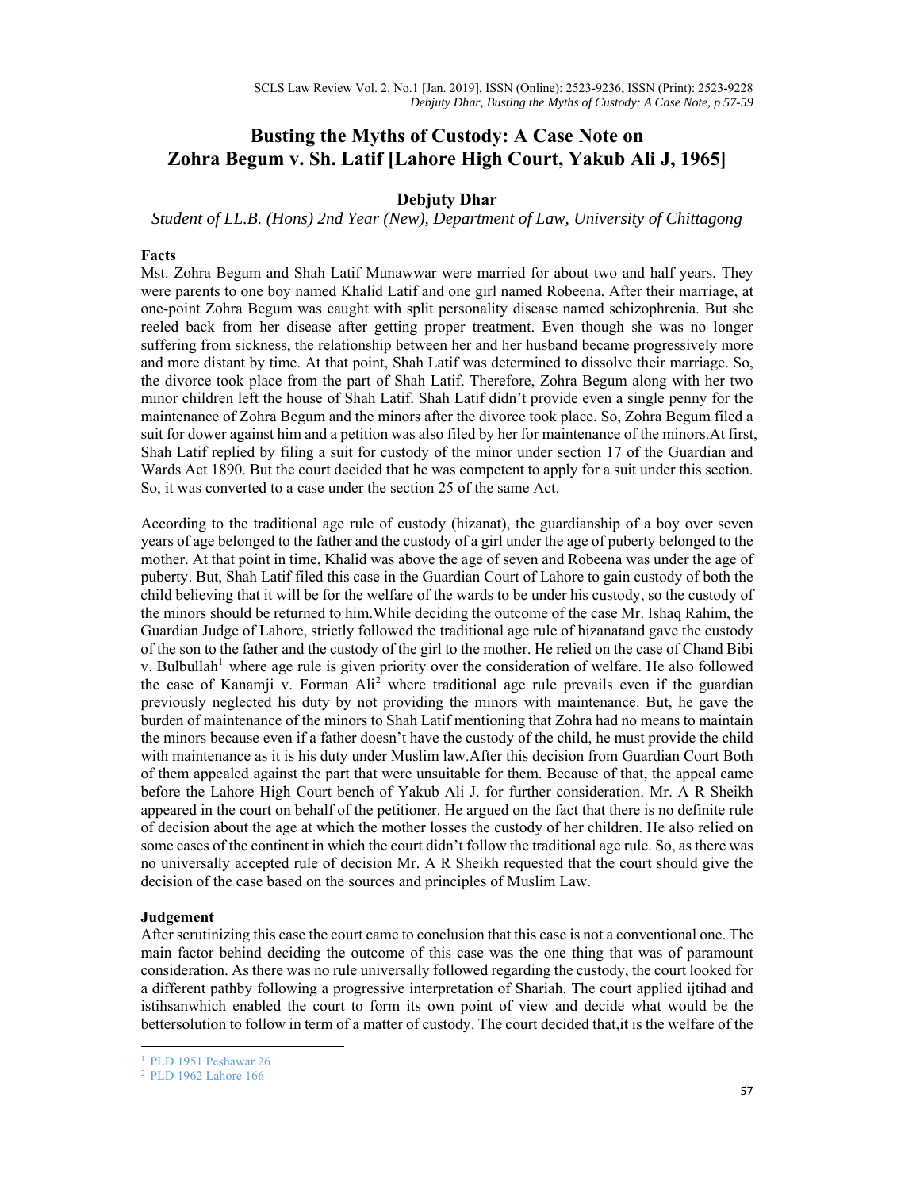# Busting the Myths of Custody: A Case Note on Zohra Begum v. Sh. Latif [Lahore High Court, Yakub Ali J, 1965]

**Debjuty Dhar**

*Student of LL.B. (Hons) 2nd Year (New), Department of Law, University of Chittagong*

## Facts

Mst. Zohra Begum and Shah Latif Munawwar were married for about two and half years. They were parents to one boy named Khalid Latif and one girl named Robeena. After their marriage, at one-point Zohra Begum was caught with split personality disease named schizophrenia. But she reeled back from her disease after getting proper treatment. Even though she was no longer suffering from sickness, the relationship between her and her husband became progressively more and more distant by time. At that point, Shah Latif was determined to dissolve their marriage. So, the divorce took place from the part of Shah Latif. Therefore, Zohra Begum along with her two minor children left the house of Shah Latif. Shah Latif didn't provide even a single penny for the maintenance of Zohra Begum and the minors after the divorce took place. So, Zohra Begum filed a suit for dower against him and a petition was also filed by her for maintenance of the minors.At first, Shah Latif replied by filing a suit for custody of the minor under section 17 of the Guardian and Wards Act 1890. But the court decided that he was competent to apply for a suit under this section. So, it was converted to a case under the section 25 of the same Act.

According to the traditional age rule of custody (hizanat), the guardianship of a boy over seven years of age belonged to the father and the custody of a girl under the age of puberty belonged to the mother. At that point in time, Khalid was above the age of seven and Robeena was under the age of puberty. But, Shah Latif filed this case in the Guardian Court of Lahore to gain custody of both the child believing that it will be for the welfare of the wards to be under his custody, so the custody of the minors should be returned to him.While deciding the outcome of the case Mr. Ishaq Rahim, the Guardian Judge of Lahore, strictly followed the traditional age rule of hizanatand gave the custody of the son to the father and the custody of the girl to the mother. He relied on the case of Chand Bibi v. Bulbullah[1] where age rule is given priority over the consideration of welfare. He also followed the case of Kanamji v. Forman Ali[2] where traditional age rule prevails even if the guardian previously neglected his duty by not providing the minors with maintenance. But, he gave the burden of maintenance of the minors to Shah Latif mentioning that Zohra had no means to maintain the minors because even if a father doesn't have the custody of the child, he must provide the child with maintenance as it is his duty under Muslim law.After this decision from Guardian Court Both of them appealed against the part that were unsuitable for them. Because of that, the appeal came before the Lahore High Court bench of Yakub Ali J. for further consideration. Mr. A R Sheikh appeared in the court on behalf of the petitioner. He argued on the fact that there is no definite rule of decision about the age at which the mother losses the custody of her children. He also relied on some cases of the continent in which the court didn't follow the traditional age rule. So, as there was no universally accepted rule of decision Mr. A R Sheikh requested that the court should give the decision of the case based on the sources and principles of Muslim Law.

## Judgement

After scrutinizing this case the court came to conclusion that this case is not a conventional one. The main factor behind deciding the outcome of this case was the one thing that was of paramount consideration. As there was no rule universally followed regarding the custody, the court looked for a different pathby following a progressive interpretation of Shariah. The court applied ijtihad and istihsanwhich enabled the court to form its own point of view and decide what would be the bettersolution to follow in term of a matter of custody. The court decided that,it is the welfare of the

---

[1] PLD 1951 Peshawar 26

[2] PLD 1962 Lahore 166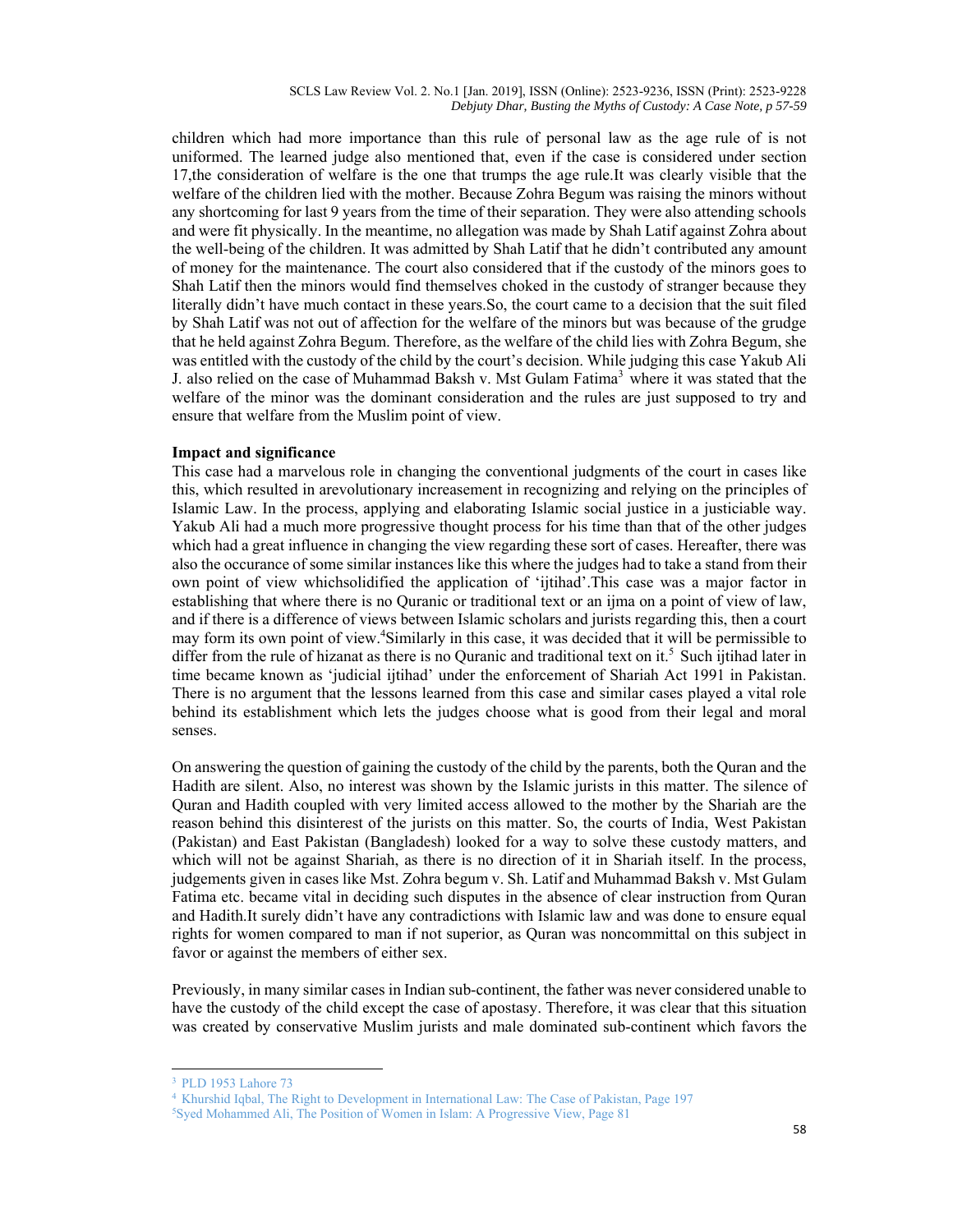children which had more importance than this rule of personal law as the age rule of is not uniformed. The learned judge also mentioned that, even if the case is considered under section 17,the consideration of welfare is the one that trumps the age rule.It was clearly visible that the welfare of the children lied with the mother. Because Zohra Begum was raising the minors without any shortcoming for last 9 years from the time of their separation. They were also attending schools and were fit physically. In the meantime, no allegation was made by Shah Latif against Zohra about the well-being of the children. It was admitted by Shah Latif that he didn't contributed any amount of money for the maintenance. The court also considered that if the custody of the minors goes to Shah Latif then the minors would find themselves choked in the custody of stranger because they literally didn't have much contact in these years.So, the court came to a decision that the suit filed by Shah Latif was not out of affection for the welfare of the minors but was because of the grudge that he held against Zohra Begum. Therefore, as the welfare of the child lies with Zohra Begum, she was entitled with the custody of the child by the court's decision. While judging this case Yakub Ali J. also relied on the case of Muhammad Baksh v. Mst Gulam Fatima[3] where it was stated that the welfare of the minor was the dominant consideration and the rules are just supposed to try and ensure that welfare from the Muslim point of view.

**Impact and significance**

This case had a marvelous role in changing the conventional judgments of the court in cases like this, which resulted in arevolutionary increasement in recognizing and relying on the principles of Islamic Law. In the process, applying and elaborating Islamic social justice in a justiciable way. Yakub Ali had a much more progressive thought process for his time than that of the other judges which had a great influence in changing the view regarding these sort of cases. Hereafter, there was also the occurance of some similar instances like this where the judges had to take a stand from their own point of view whichsolidified the application of 'ijtihad'.This case was a major factor in establishing that where there is no Quranic or traditional text or an ijma on a point of view of law, and if there is a difference of views between Islamic scholars and jurists regarding this, then a court may form its own point of view.[4]Similarly in this case, it was decided that it will be permissible to differ from the rule of hizanat as there is no Quranic and traditional text on it.[5] Such ijtihad later in time became known as 'judicial ijtihad' under the enforcement of Shariah Act 1991 in Pakistan. There is no argument that the lessons learned from this case and similar cases played a vital role behind its establishment which lets the judges choose what is good from their legal and moral senses.

On answering the question of gaining the custody of the child by the parents, both the Quran and the Hadith are silent. Also, no interest was shown by the Islamic jurists in this matter. The silence of Quran and Hadith coupled with very limited access allowed to the mother by the Shariah are the reason behind this disinterest of the jurists on this matter. So, the courts of India, West Pakistan (Pakistan) and East Pakistan (Bangladesh) looked for a way to solve these custody matters, and which will not be against Shariah, as there is no direction of it in Shariah itself. In the process, judgements given in cases like Mst. Zohra begum v. Sh. Latif and Muhammad Baksh v. Mst Gulam Fatima etc. became vital in deciding such disputes in the absence of clear instruction from Quran and Hadith.It surely didn't have any contradictions with Islamic law and was done to ensure equal rights for women compared to man if not superior, as Quran was noncommittal on this subject in favor or against the members of either sex.

Previously, in many similar cases in Indian sub-continent, the father was never considered unable to have the custody of the child except the case of apostasy. Therefore, it was clear that this situation was created by conservative Muslim jurists and male dominated sub-continent which favors the

---

[3] PLD 1953 Lahore 73

[4] Khurshid Iqbal, The Right to Development in International Law: The Case of Pakistan, Page 197

[5] Syed Mohammed Ali, The Position of Women in Islam: A Progressive View, Page 81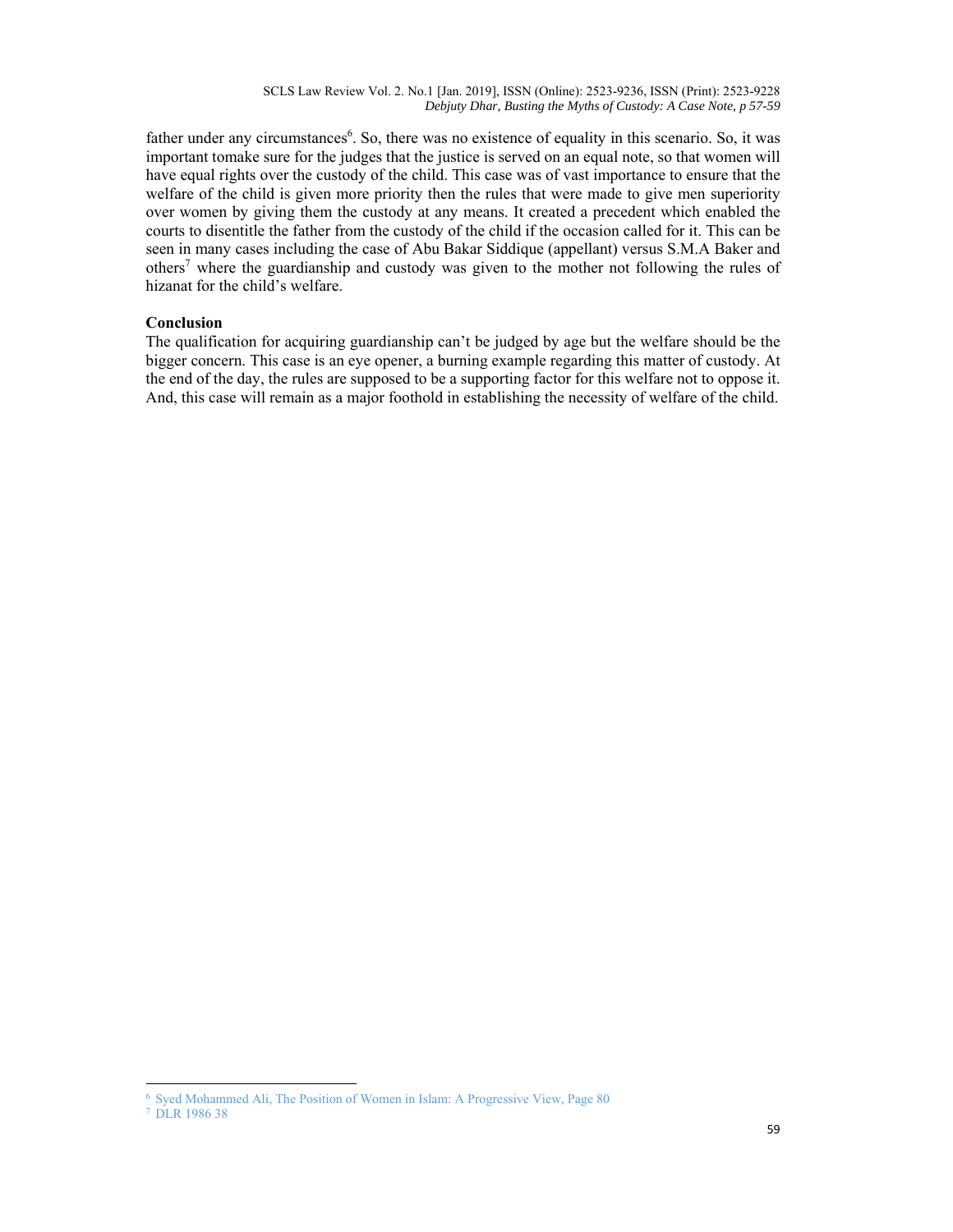father under any circumstances[6]. So, there was no existence of equality in this scenario. So, it was important tomake sure for the judges that the justice is served on an equal note, so that women will have equal rights over the custody of the child. This case was of vast importance to ensure that the welfare of the child is given more priority then the rules that were made to give men superiority over women by giving them the custody at any means. It created a precedent which enabled the courts to disentitle the father from the custody of the child if the occasion called for it. This can be seen in many cases including the case of Abu Bakar Siddique (appellant) versus S.M.A Baker and others[7] where the guardianship and custody was given to the mother not following the rules of hizanat for the child's welfare.

**Conclusion**

The qualification for acquiring guardianship can't be judged by age but the welfare should be the bigger concern. This case is an eye opener, a burning example regarding this matter of custody. At the end of the day, the rules are supposed to be a supporting factor for this welfare not to oppose it. And, this case will remain as a major foothold in establishing the necessity of welfare of the child.

---

[6] Syed Mohammed Ali, The Position of Women in Islam: A Progressive View, Page 80

[7] DLR 1986 38